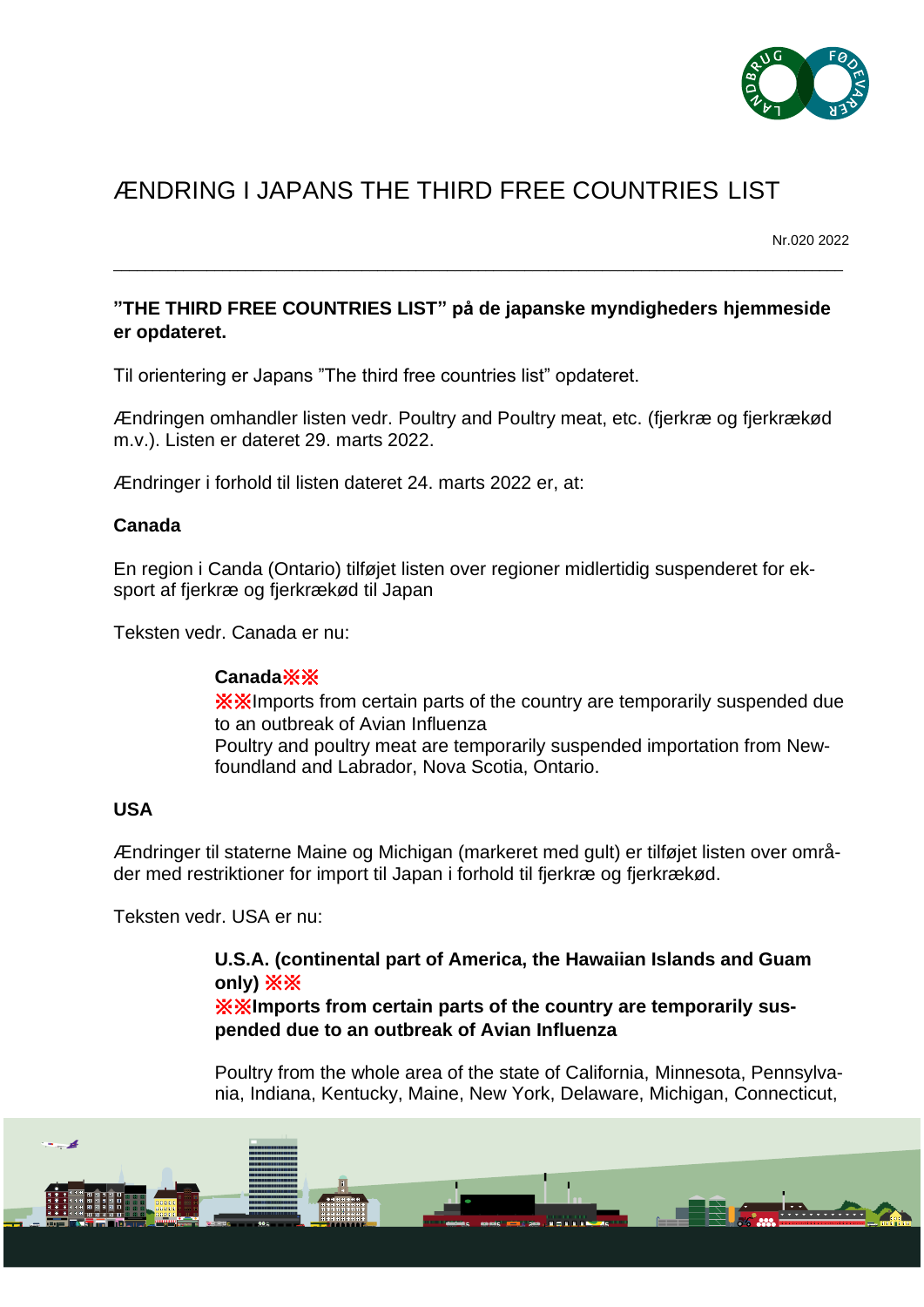# ÆNDRING I JAPANS THE THIRD FREE COUNTRIES LIST

Nr.020 2022

---

**”THE THIRD FREE COUNTRIES LIST” på de japanske myndigheders hjemmeside er opdateret.**

Til orientering er Japans ”The third free countries list” opdateret.

Ændringen omhandler listen vedr. Poultry and Poultry meat, etc. (fjerkræ og fjerkrækød m.v.). Listen er dateret 29. marts 2022.

Ændringer i forhold til listen dateret 24. marts 2022 er, at:

**Canada**

En region i Canda (Ontario) tilføjet listen over regioner midlertidig suspenderet for eksport af fjerkræ og fjerkrækød til Japan

Teksten vedr. Canada er nu:

> **Canada※※**
> ※※Imports from certain parts of the country are temporarily suspended due to an outbreak of Avian Influenza
> Poultry and poultry meat are temporarily suspended importation from Newfoundland and Labrador, Nova Scotia, Ontario.

**USA**

Ændringer til staterne Maine og Michigan (markeret med gult) er tilføjet listen over områder med restriktioner for import til Japan i forhold til fjerkræ og fjerkrækød.

Teksten vedr. USA er nu:

> **U.S.A. (continental part of America, the Hawaiian Islands and Guam only) ※※**
> **※※Imports from certain parts of the country are temporarily suspended due to an outbreak of Avian Influenza**
>
> Poultry from the whole area of the state of California, Minnesota, Pennsylvania, Indiana, Kentucky, Maine, New York, Delaware, Michigan, Connecticut,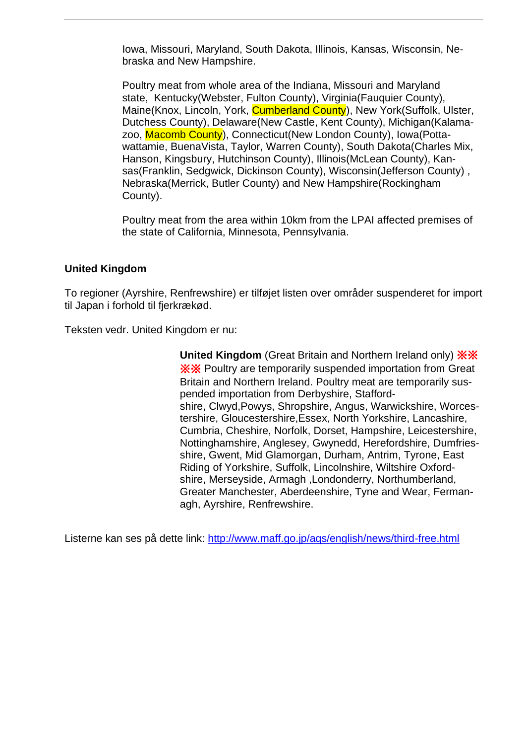Iowa, Missouri, Maryland, South Dakota, Illinois, Kansas, Wisconsin, Nebraska and New Hampshire.

Poultry meat from whole area of the Indiana, Missouri and Maryland state, Kentucky(Webster, Fulton County), Virginia(Fauquier County), Maine(Knox, Lincoln, York, Cumberland County), New York(Suffolk, Ulster, Dutchess County), Delaware(New Castle, Kent County), Michigan(Kalamazoo, Macomb County), Connecticut(New London County), Iowa(Pottawattamie, BuenaVista, Taylor, Warren County), South Dakota(Charles Mix, Hanson, Kingsbury, Hutchinson County), Illinois(McLean County), Kansas(Franklin, Sedgwick, Dickinson County), Wisconsin(Jefferson County) , Nebraska(Merrick, Butler County) and New Hampshire(Rockingham County).

Poultry meat from the area within 10km from the LPAI affected premises of the state of California, Minnesota, Pennsylvania.

**United Kingdom**

To regioner (Ayrshire, Renfrewshire) er tilføjet listen over områder suspenderet for import til Japan i forhold til fjerkrækød.

Teksten vedr. United Kingdom er nu:

> **United Kingdom** (Great Britain and Northern Ireland only) ※※
> ※※ Poultry are temporarily suspended importation from Great Britain and Northern Ireland. Poultry meat are temporarily suspended importation from Derbyshire, Staffordshire, Clwyd,Powys, Shropshire, Angus, Warwickshire, Worcestershire, Gloucestershire,Essex, North Yorkshire, Lancashire, Cumbria, Cheshire, Norfolk, Dorset, Hampshire, Leicestershire, Nottinghamshire, Anglesey, Gwynedd, Herefordshire, Dumfriesshire, Gwent, Mid Glamorgan, Durham, Antrim, Tyrone, East Riding of Yorkshire, Suffolk, Lincolnshire, Wiltshire Oxfordshire, Merseyside, Armagh ,Londonderry, Northumberland, Greater Manchester, Aberdeenshire, Tyne and Wear, Fermanagh, Ayrshire, Renfrewshire.

Listerne kan ses på dette link: http://www.maff.go.jp/aqs/english/news/third-free.html